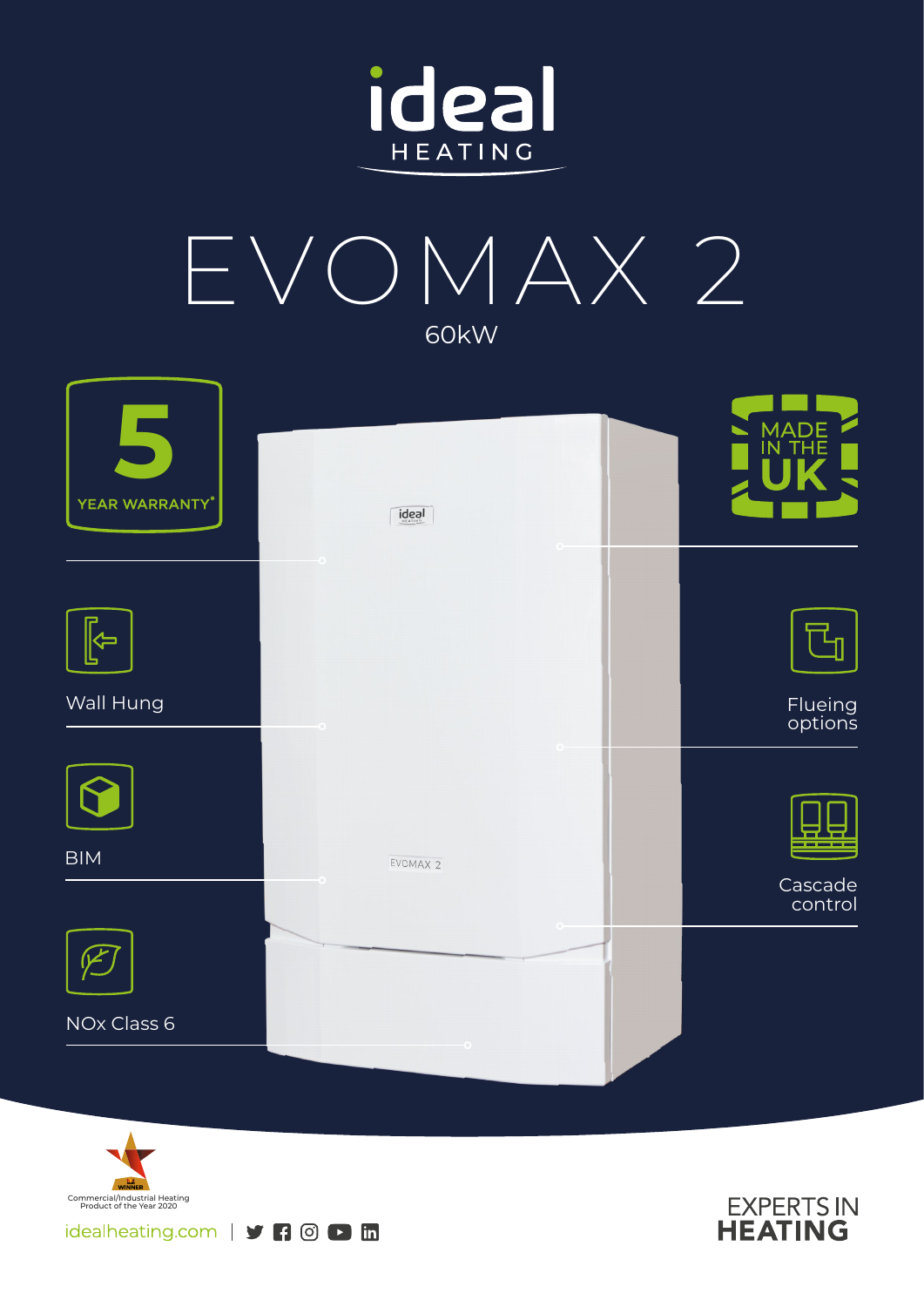# ideal HEATING

# EVOMAX 2

## 60kW

**5** YEAR WARRANTY*

MADE IN THE UK

- Wall Hung
- BIM
- NOx Class 6
- Flueing options
- Cascade control

WINNER
Commercial/Industrial Heating Product of the Year 2020

idealheating.com

EXPERTS IN **HEATING**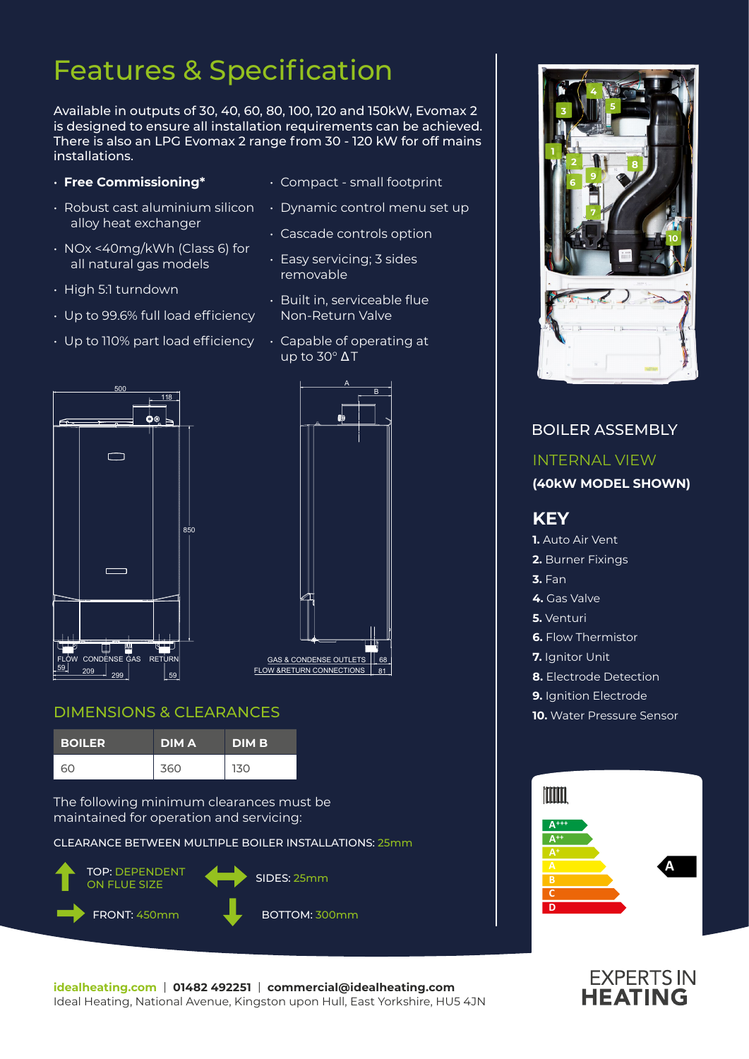# Features & Specification

Available in outputs of 30, 40, 60, 80, 100, 120 and 150kW, Evomax 2 is designed to ensure all installation requirements can be achieved. There is also an LPG Evomax 2 range from 30 - 120 kW for off mains installations.

- **Free Commissioning***
- Robust cast aluminium silicon alloy heat exchanger
- NOx <40mg/kWh (Class 6) for all natural gas models
- High 5:1 turndown
- Up to 99.6% full load efficiency
- Up to 110% part load efficiency
- Compact - small footprint
- Dynamic control menu set up
- Cascade controls option
- Easy servicing; 3 sides removable
- Built in, serviceable flue Non-Return Valve
- Capable of operating at up to 30° ΔT

500, 118, 850, FLOW, CONDENSE, GAS, RETURN, 59, 209, 299, 59

A, B, GAS & CONDENSE OUTLETS, FLOW &RETURN CONNECTIONS, 68, 81

## DIMENSIONS & CLEARANCES

| BOILER | DIM A | DIM B |
|---|---|---|
| 60 | 360 | 130 |

The following minimum clearances must be maintained for operation and servicing:

CLEARANCE BETWEEN MULTIPLE BOILER INSTALLATIONS: 25mm

TOP: DEPENDENT ON FLUE SIZE

SIDES: 25mm

FRONT: 450mm

BOTTOM: 300mm

## BOILER ASSEMBLY

INTERNAL VIEW

**(40kW MODEL SHOWN)**

## KEY

**1.** Auto Air Vent
**2.** Burner Fixings
**3.** Fan
**4.** Gas Valve
**5.** Venturi
**6.** Flow Thermistor
**7.** Ignitor Unit
**8.** Electrode Detection
**9.** Ignition Electrode
**10.** Water Pressure Sensor

A+++, A++, A+, A, B, C, D — A

**idealheating.com** | **01482 492251** | **commercial@idealheating.com**
Ideal Heating, National Avenue, Kingston upon Hull, East Yorkshire, HU5 4JN

EXPERTS IN HEATING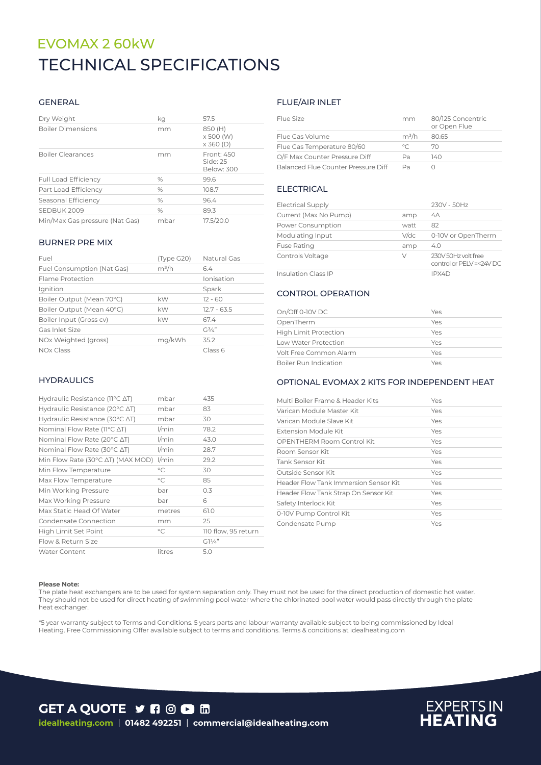# EVOMAX 2 60kW

# TECHNICAL SPECIFICATIONS

## GENERAL

| | | |
|---|---|---|
| Dry Weight | kg | 57.5 |
| Boiler Dimensions | mm | 850 (H) x 500 (W) x 360 (D) |
| Boiler Clearances | mm | Front: 450 Side: 25 Below: 300 |
| Full Load Efficiency | % | 99.6 |
| Part Load Efficiency | % | 108.7 |
| Seasonal Efficiency | % | 96.4 |
| SEDBUK 2009 | % | 89.3 |
| Min/Max Gas pressure (Nat Gas) | mbar | 17.5/20.0 |

## BURNER PRE MIX

| | | |
|---|---|---|
| Fuel | (Type G20) | Natural Gas |
| Fuel Consumption (Nat Gas) | m³/h | 6.4 |
| Flame Protection | | Ionisation |
| Ignition | | Spark |
| Boiler Output (Mean 70°C) | kW | 12 - 60 |
| Boiler Output (Mean 40°C) | kW | 12.7 - 63.5 |
| Boiler Input (Gross cv) | kW | 67.4 |
| Gas Inlet Size | | G¾" |
| NOx Weighted (gross) | mg/kWh | 35.2 |
| NOx Class | | Class 6 |

## HYDRAULICS

| | | |
|---|---|---|
| Hydraulic Resistance (11°C ΔT) | mbar | 435 |
| Hydraulic Resistance (20°C ΔT) | mbar | 83 |
| Hydraulic Resistance (30°C ΔT) | mbar | 30 |
| Nominal Flow Rate (11°C ΔT) | l/min | 78.2 |
| Nominal Flow Rate (20°C ΔT) | l/min | 43.0 |
| Nominal Flow Rate (30°C ΔT) | l/min | 28.7 |
| Min Flow Rate (30°C ΔT) (MAX MOD) | l/min | 29.2 |
| Min Flow Temperature | °C | 30 |
| Max Flow Temperature | °C | 85 |
| Min Working Pressure | bar | 0.3 |
| Max Working Pressure | bar | 6 |
| Max Static Head Of Water | metres | 61.0 |
| Condensate Connection | mm | 25 |
| High Limit Set Point | °C | 110 flow, 95 return |
| Flow & Return Size | | G1¼" |
| Water Content | litres | 5.0 |

## FLUE/AIR INLET

| | | |
|---|---|---|
| Flue Size | mm | 80/125 Concentric or Open Flue |
| Flue Gas Volume | m³/h | 80.65 |
| Flue Gas Temperature 80/60 | °C | 70 |
| O/F Max Counter Pressure Diff | Pa | 140 |
| Balanced Flue Counter Pressure Diff | Pa | 0 |

## ELECTRICAL

| | | |
|---|---|---|
| Electrical Supply | | 230V - 50Hz |
| Current (Max No Pump) | amp | 4A |
| Power Consumption | watt | 82 |
| Modulating Input | V/dc | 0-10V or OpenTherm |
| Fuse Rating | amp | 4.0 |
| Controls Voltage | V | 230V 50Hz volt free control or PELV =<24V DC |
| Insulation Class IP | | IPX4D |

## CONTROL OPERATION

| | |
|---|---|
| On/Off 0-10V DC | Yes |
| OpenTherm | Yes |
| High Limit Protection | Yes |
| Low Water Protection | Yes |
| Volt Free Common Alarm | Yes |
| Boiler Run Indication | Yes |

## OPTIONAL EVOMAX 2 KITS FOR INDEPENDENT HEAT

| | |
|---|---|
| Multi Boiler Frame & Header Kits | Yes |
| Varican Module Master Kit | Yes |
| Varican Module Slave Kit | Yes |
| Extension Module Kit | Yes |
| OPENTHERM Room Control Kit | Yes |
| Room Sensor Kit | Yes |
| Tank Sensor Kit | Yes |
| Outside Sensor Kit | Yes |
| Header Flow Tank Immersion Sensor Kit | Yes |
| Header Flow Tank Strap On Sensor Kit | Yes |
| Safety Interlock Kit | Yes |
| 0-10V Pump Control Kit | Yes |
| Condensate Pump | Yes |

**Please Note:**
The plate heat exchangers are to be used for system separation only. They must not be used for the direct production of domestic hot water. They should not be used for direct heating of swimming pool water where the chlorinated pool water would pass directly through the plate heat exchanger.

*5 year warranty subject to Terms and Conditions. 5 years parts and labour warranty available subject to being commissioned by Ideal Heating. Free Commissioning Offer available subject to terms and conditions. Terms & conditions at idealheating.com

**GET A QUOTE**

**idealheating.com** | **01482 492251** | **commercial@idealheating.com**

EXPERTS IN **HEATING**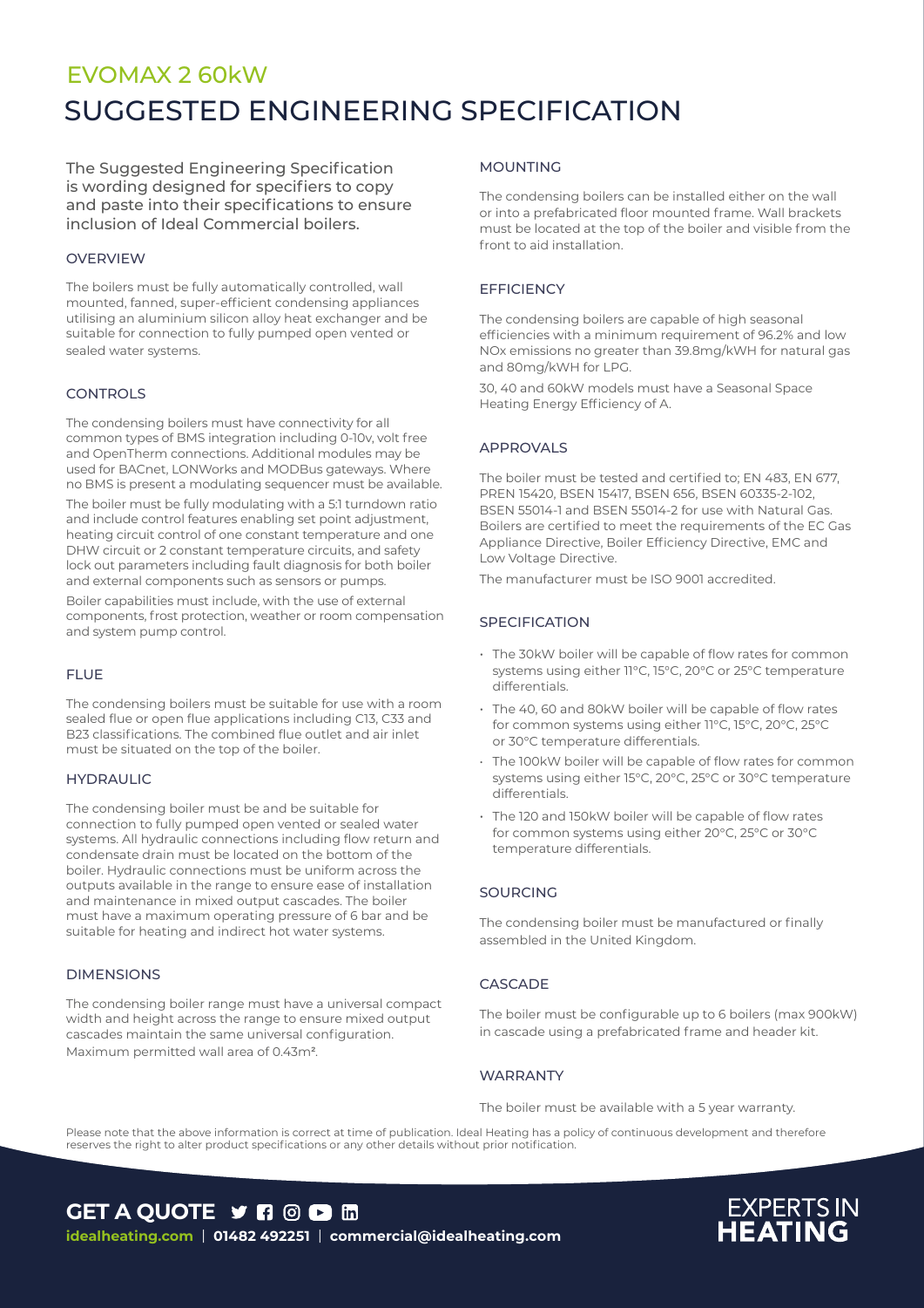# EVOMAX 2 60kW

# SUGGESTED ENGINEERING SPECIFICATION

The Suggested Engineering Specification is wording designed for specifiers to copy and paste into their specifications to ensure inclusion of Ideal Commercial boilers.

## OVERVIEW

The boilers must be fully automatically controlled, wall mounted, fanned, super-efficient condensing appliances utilising an aluminium silicon alloy heat exchanger and be suitable for connection to fully pumped open vented or sealed water systems.

## CONTROLS

The condensing boilers must have connectivity for all common types of BMS integration including 0-10v, volt free and OpenTherm connections. Additional modules may be used for BACnet, LONWorks and MODBus gateways. Where no BMS is present a modulating sequencer must be available.

The boiler must be fully modulating with a 5:1 turndown ratio and include control features enabling set point adjustment, heating circuit control of one constant temperature and one DHW circuit or 2 constant temperature circuits, and safety lock out parameters including fault diagnosis for both boiler and external components such as sensors or pumps.

Boiler capabilities must include, with the use of external components, frost protection, weather or room compensation and system pump control.

## FLUE

The condensing boilers must be suitable for use with a room sealed flue or open flue applications including C13, C33 and B23 classifications. The combined flue outlet and air inlet must be situated on the top of the boiler.

## HYDRAULIC

The condensing boiler must be and be suitable for connection to fully pumped open vented or sealed water systems. All hydraulic connections including flow return and condensate drain must be located on the bottom of the boiler. Hydraulic connections must be uniform across the outputs available in the range to ensure ease of installation and maintenance in mixed output cascades. The boiler must have a maximum operating pressure of 6 bar and be suitable for heating and indirect hot water systems.

## DIMENSIONS

The condensing boiler range must have a universal compact width and height across the range to ensure mixed output cascades maintain the same universal configuration. Maximum permitted wall area of $0.43m^2$.

## MOUNTING

The condensing boilers can be installed either on the wall or into a prefabricated floor mounted frame. Wall brackets must be located at the top of the boiler and visible from the front to aid installation.

## EFFICIENCY

The condensing boilers are capable of high seasonal efficiencies with a minimum requirement of 96.2% and low NOx emissions no greater than 39.8mg/kWH for natural gas and 80mg/kWH for LPG.

30, 40 and 60kW models must have a Seasonal Space Heating Energy Efficiency of A.

## APPROVALS

The boiler must be tested and certified to; EN 483, EN 677, PREN 15420, BSEN 15417, BSEN 656, BSEN 60335-2-102, BSEN 55014-1 and BSEN 55014-2 for use with Natural Gas. Boilers are certified to meet the requirements of the EC Gas Appliance Directive, Boiler Efficiency Directive, EMC and Low Voltage Directive.

The manufacturer must be ISO 9001 accredited.

## SPECIFICATION

- The 30kW boiler will be capable of flow rates for common systems using either 11°C, 15°C, 20°C or 25°C temperature differentials.
- The 40, 60 and 80kW boiler will be capable of flow rates for common systems using either 11°C, 15°C, 20°C, 25°C or 30°C temperature differentials.
- The 100kW boiler will be capable of flow rates for common systems using either 15°C, 20°C, 25°C or 30°C temperature differentials.
- The 120 and 150kW boiler will be capable of flow rates for common systems using either 20°C, 25°C or 30°C temperature differentials.

## SOURCING

The condensing boiler must be manufactured or finally assembled in the United Kingdom.

## CASCADE

The boiler must be configurable up to 6 boilers (max 900kW) in cascade using a prefabricated frame and header kit.

## WARRANTY

The boiler must be available with a 5 year warranty.

Please note that the above information is correct at time of publication. Ideal Heating has a policy of continuous development and therefore reserves the right to alter product specifications or any other details without prior notification.

**GET A QUOTE**

**idealheating.com** | **01482 492251** | **commercial@idealheating.com**

EXPERTS IN **HEATING**